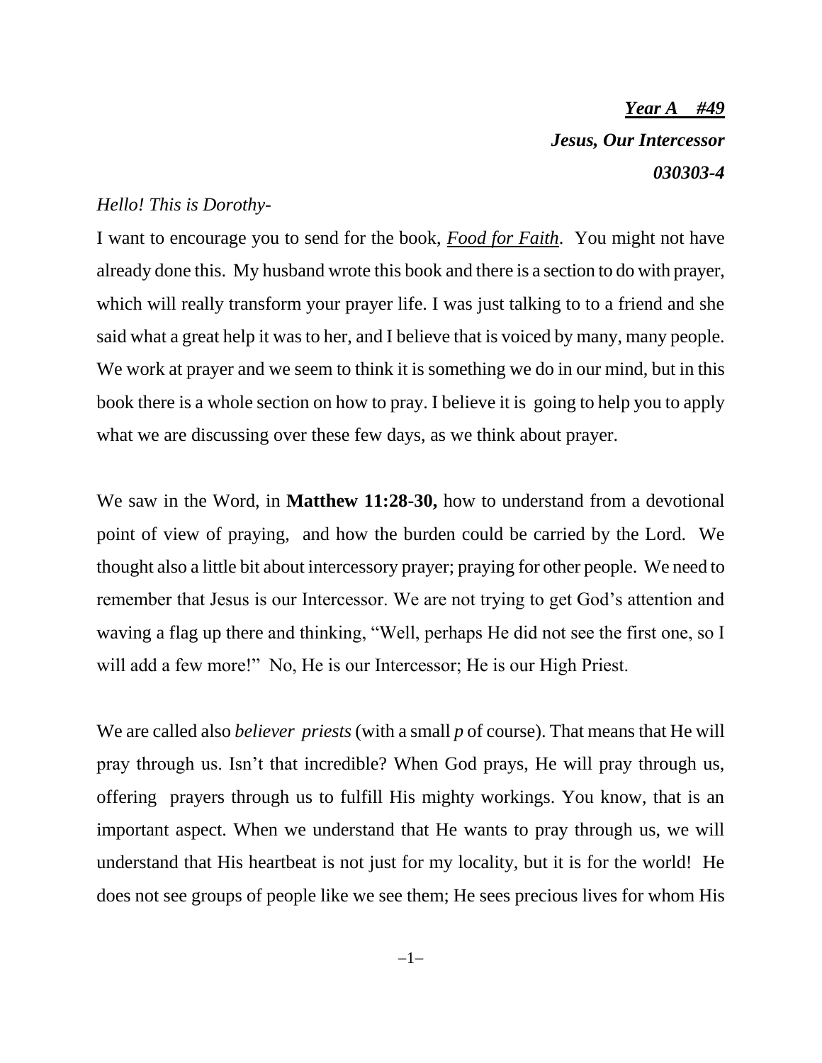***Year A #49***

***Jesus, Our Intercessor***

***030303-4***

*Hello! This is Dorothy-*

I want to encourage you to send for the book, ***Food for Faith***. You might not have already done this. My husband wrote this book and there is a section to do with prayer, which will really transform your prayer life. I was just talking to to a friend and she said what a great help it was to her, and I believe that is voiced by many, many people. We work at prayer and we seem to think it is something we do in our mind, but in this book there is a whole section on how to pray. I believe it is going to help you to apply what we are discussing over these few days, as we think about prayer.

We saw in the Word, in **Matthew 11:28-30,** how to understand from a devotional point of view of praying, and how the burden could be carried by the Lord. We thought also a little bit about intercessory prayer; praying for other people. We need to remember that Jesus is our Intercessor. We are not trying to get God's attention and waving a flag up there and thinking, "Well, perhaps He did not see the first one, so I will add a few more!" No, He is our Intercessor; He is our High Priest.

We are called also *believer priests* (with a small *p* of course). That means that He will pray through us. Isn't that incredible? When God prays, He will pray through us, offering prayers through us to fulfill His mighty workings. You know, that is an important aspect. When we understand that He wants to pray through us, we will understand that His heartbeat is not just for my locality, but it is for the world! He does not see groups of people like we see them; He sees precious lives for whom His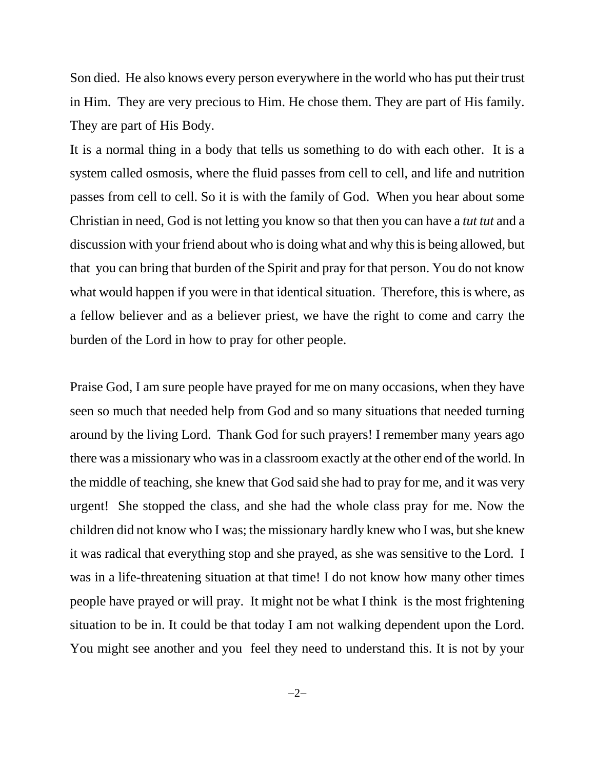Son died. He also knows every person everywhere in the world who has put their trust in Him. They are very precious to Him. He chose them. They are part of His family. They are part of His Body.

It is a normal thing in a body that tells us something to do with each other. It is a system called osmosis, where the fluid passes from cell to cell, and life and nutrition passes from cell to cell. So it is with the family of God. When you hear about some Christian in need, God is not letting you know so that then you can have a *tut tut* and a discussion with your friend about who is doing what and why this is being allowed, but that you can bring that burden of the Spirit and pray for that person. You do not know what would happen if you were in that identical situation. Therefore, this is where, as a fellow believer and as a believer priest, we have the right to come and carry the burden of the Lord in how to pray for other people.

Praise God, I am sure people have prayed for me on many occasions, when they have seen so much that needed help from God and so many situations that needed turning around by the living Lord. Thank God for such prayers! I remember many years ago there was a missionary who was in a classroom exactly at the other end of the world. In the middle of teaching, she knew that God said she had to pray for me, and it was very urgent! She stopped the class, and she had the whole class pray for me. Now the children did not know who I was; the missionary hardly knew who I was, but she knew it was radical that everything stop and she prayed, as she was sensitive to the Lord. I was in a life-threatening situation at that time! I do not know how many other times people have prayed or will pray. It might not be what I think is the most frightening situation to be in. It could be that today I am not walking dependent upon the Lord. You might see another and you feel they need to understand this. It is not by your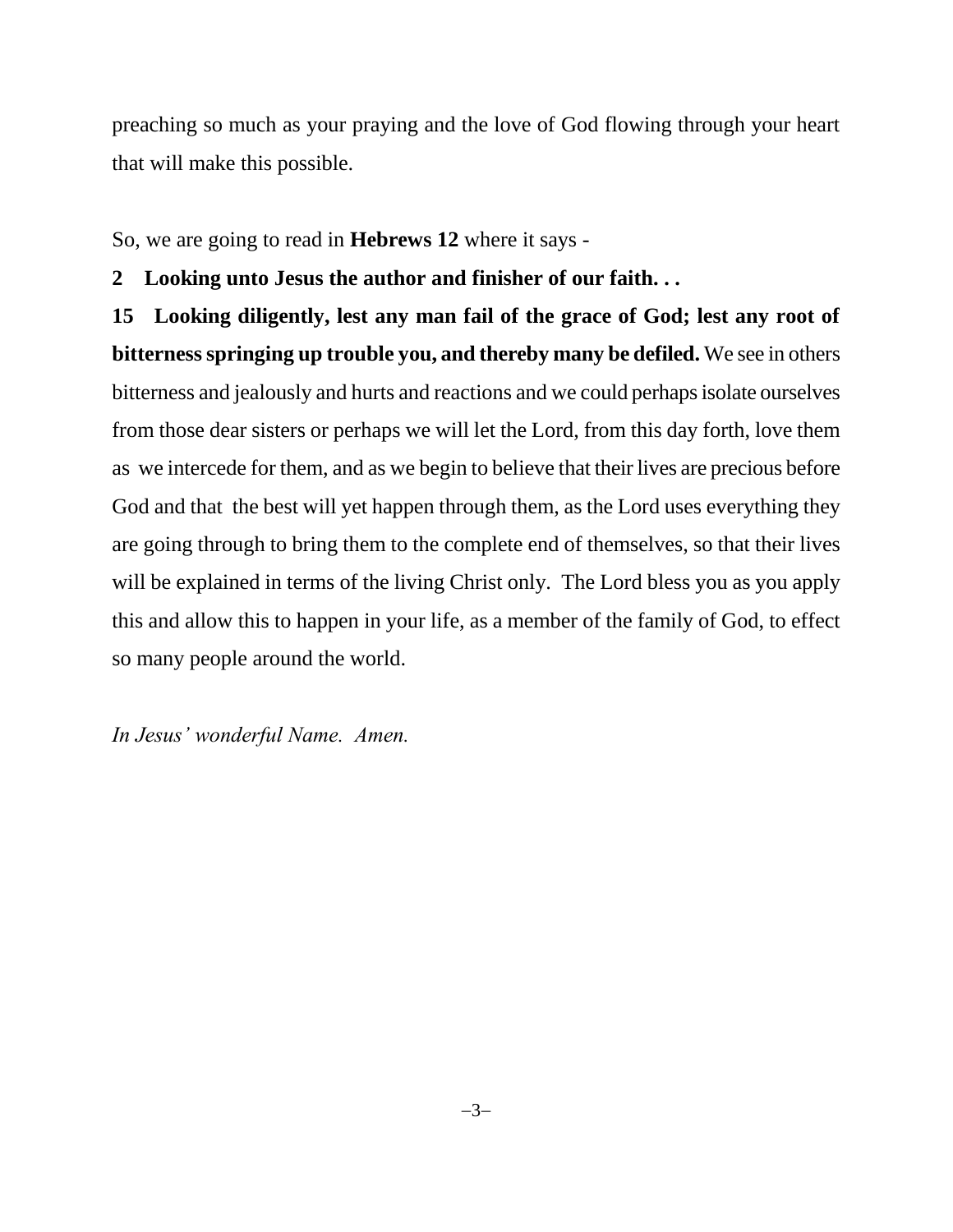preaching so much as your praying and the love of God flowing through your heart that will make this possible.

So, we are going to read in **Hebrews 12** where it says -

**2 Looking unto Jesus the author and finisher of our faith. . .**

**15 Looking diligently, lest any man fail of the grace of God; lest any root of bitterness springing up trouble you, and thereby many be defiled.** We see in others bitterness and jealously and hurts and reactions and we could perhaps isolate ourselves from those dear sisters or perhaps we will let the Lord, from this day forth, love them as we intercede for them, and as we begin to believe that their lives are precious before God and that the best will yet happen through them, as the Lord uses everything they are going through to bring them to the complete end of themselves, so that their lives will be explained in terms of the living Christ only. The Lord bless you as you apply this and allow this to happen in your life, as a member of the family of God, to effect so many people around the world.

*In Jesus' wonderful Name. Amen.*